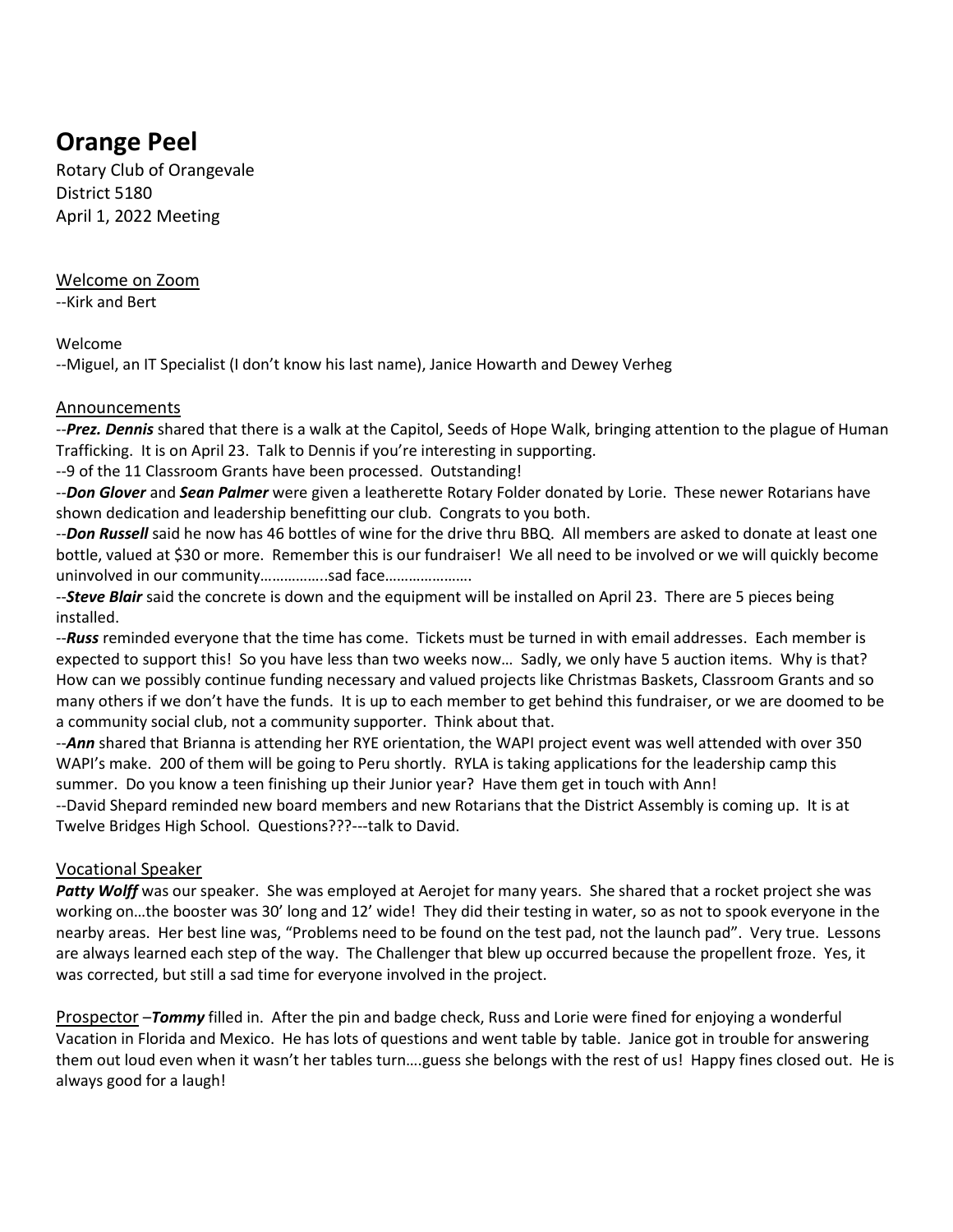# Orange Peel

Rotary Club of Orangevale
District 5180
April 1, 2022 Meeting

Welcome on Zoom

--Kirk and Bert

Welcome

--Miguel, an IT Specialist (I don't know his last name), Janice Howarth and Dewey Verheg

Announcements

--***Prez. Dennis*** shared that there is a walk at the Capitol, Seeds of Hope Walk, bringing attention to the plague of Human Trafficking. It is on April 23. Talk to Dennis if you're interesting in supporting.

--9 of the 11 Classroom Grants have been processed. Outstanding!

--***Don Glover*** and ***Sean Palmer*** were given a leatherette Rotary Folder donated by Lorie. These newer Rotarians have shown dedication and leadership benefitting our club. Congrats to you both.

--***Don Russell*** said he now has 46 bottles of wine for the drive thru BBQ. All members are asked to donate at least one bottle, valued at $30 or more. Remember this is our fundraiser! We all need to be involved or we will quickly become uninvolved in our community…………….sad face………………….

--***Steve Blair*** said the concrete is down and the equipment will be installed on April 23. There are 5 pieces being installed.

--***Russ*** reminded everyone that the time has come. Tickets must be turned in with email addresses. Each member is expected to support this! So you have less than two weeks now… Sadly, we only have 5 auction items. Why is that? How can we possibly continue funding necessary and valued projects like Christmas Baskets, Classroom Grants and so many others if we don't have the funds. It is up to each member to get behind this fundraiser, or we are doomed to be a community social club, not a community supporter. Think about that.

--***Ann*** shared that Brianna is attending her RYE orientation, the WAPI project event was well attended with over 350 WAPI's make. 200 of them will be going to Peru shortly. RYLA is taking applications for the leadership camp this summer. Do you know a teen finishing up their Junior year? Have them get in touch with Ann!

--David Shepard reminded new board members and new Rotarians that the District Assembly is coming up. It is at Twelve Bridges High School. Questions???---talk to David.

Vocational Speaker

***Patty Wolff*** was our speaker. She was employed at Aerojet for many years. She shared that a rocket project she was working on…the booster was 30' long and 12' wide! They did their testing in water, so as not to spook everyone in the nearby areas. Her best line was, "Problems need to be found on the test pad, not the launch pad". Very true. Lessons are always learned each step of the way. The Challenger that blew up occurred because the propellent froze. Yes, it was corrected, but still a sad time for everyone involved in the project.

Prospector –***Tommy*** filled in. After the pin and badge check, Russ and Lorie were fined for enjoying a wonderful Vacation in Florida and Mexico. He has lots of questions and went table by table. Janice got in trouble for answering them out loud even when it wasn't her tables turn….guess she belongs with the rest of us! Happy fines closed out. He is always good for a laugh!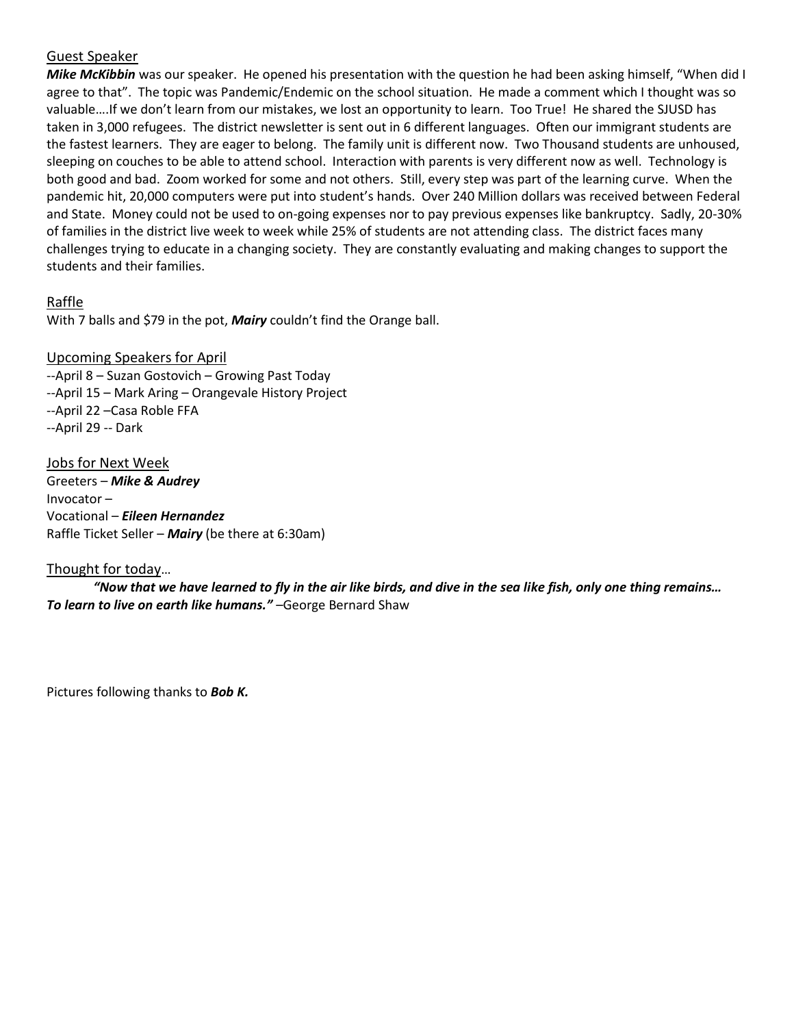## Guest Speaker

***Mike McKibbin*** was our speaker. He opened his presentation with the question he had been asking himself, "When did I agree to that". The topic was Pandemic/Endemic on the school situation. He made a comment which I thought was so valuable….If we don't learn from our mistakes, we lost an opportunity to learn. Too True! He shared the SJUSD has taken in 3,000 refugees. The district newsletter is sent out in 6 different languages. Often our immigrant students are the fastest learners. They are eager to belong. The family unit is different now. Two Thousand students are unhoused, sleeping on couches to be able to attend school. Interaction with parents is very different now as well. Technology is both good and bad. Zoom worked for some and not others. Still, every step was part of the learning curve. When the pandemic hit, 20,000 computers were put into student's hands. Over 240 Million dollars was received between Federal and State. Money could not be used to on-going expenses nor to pay previous expenses like bankruptcy. Sadly, 20-30% of families in the district live week to week while 25% of students are not attending class. The district faces many challenges trying to educate in a changing society. They are constantly evaluating and making changes to support the students and their families.

## Raffle

With 7 balls and $79 in the pot, ***Mairy*** couldn't find the Orange ball.

## Upcoming Speakers for April

--April 8 – Suzan Gostovich – Growing Past Today
--April 15 – Mark Aring – Orangevale History Project
--April 22 –Casa Roble FFA
--April 29 -- Dark

## Jobs for Next Week

Greeters – ***Mike & Audrey***
Invocator –
Vocational – ***Eileen Hernandez***
Raffle Ticket Seller – ***Mairy*** (be there at 6:30am)

## Thought for today…

***"Now that we have learned to fly in the air like birds, and dive in the sea like fish, only one thing remains… To learn to live on earth like humans."*** –George Bernard Shaw

Pictures following thanks to ***Bob K.***